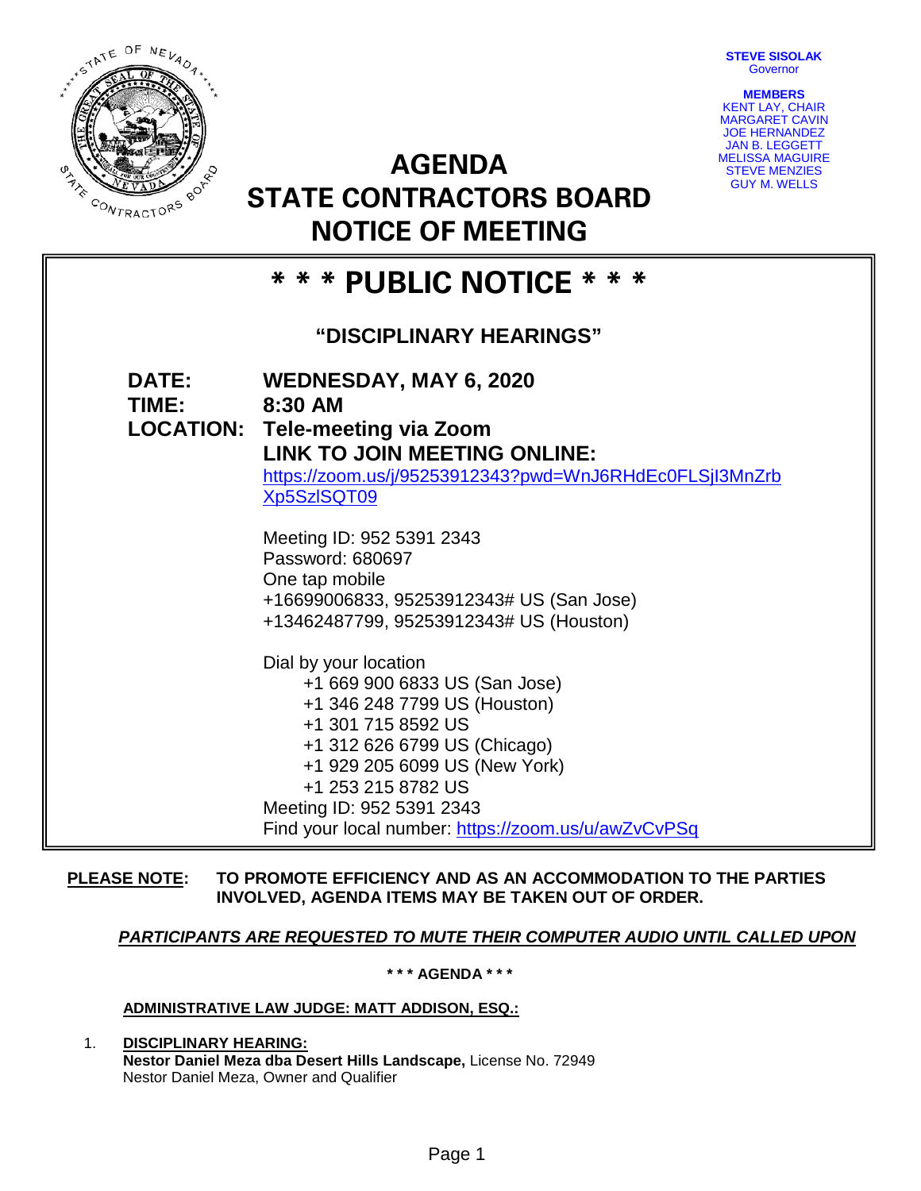STEVE SISOLAK
Governor

MEMBERS
KENT LAY, CHAIR
MARGARET CAVIN
JOE HERNANDEZ
JAN B. LEGGETT
MELISSA MAGUIRE
STEVE MENZIES
GUY M. WELLS

# AGENDA
# STATE CONTRACTORS BOARD
# NOTICE OF MEETING

## * * * PUBLIC NOTICE * * *

### "DISCIPLINARY HEARINGS"

**DATE:** **WEDNESDAY, MAY 6, 2020**
**TIME:** **8:30 AM**
**LOCATION:** **Tele-meeting via Zoom**
**LINK TO JOIN MEETING ONLINE:**
https://zoom.us/j/95253912343?pwd=WnJ6RHdEc0FLSjl3MnZrbXp5SzlSQT09

Meeting ID: 952 5391 2343
Password: 680697
One tap mobile
+16699006833, 95253912343# US (San Jose)
+13462487799, 95253912343# US (Houston)

Dial by your location
+1 669 900 6833 US (San Jose)
+1 346 248 7799 US (Houston)
+1 301 715 8592 US
+1 312 626 6799 US (Chicago)
+1 929 205 6099 US (New York)
+1 253 215 8782 US
Meeting ID: 952 5391 2343
Find your local number: https://zoom.us/u/awZvCvPSq

**PLEASE NOTE:** **TO PROMOTE EFFICIENCY AND AS AN ACCOMMODATION TO THE PARTIES INVOLVED, AGENDA ITEMS MAY BE TAKEN OUT OF ORDER.**

***PARTICIPANTS ARE REQUESTED TO MUTE THEIR COMPUTER AUDIO UNTIL CALLED UPON***

**\* \* \* AGENDA \* \* \***

**ADMINISTRATIVE LAW JUDGE: MATT ADDISON, ESQ.:**

1. **DISCIPLINARY HEARING:**
   **Nestor Daniel Meza dba Desert Hills Landscape,** License No. 72949
   Nestor Daniel Meza, Owner and Qualifier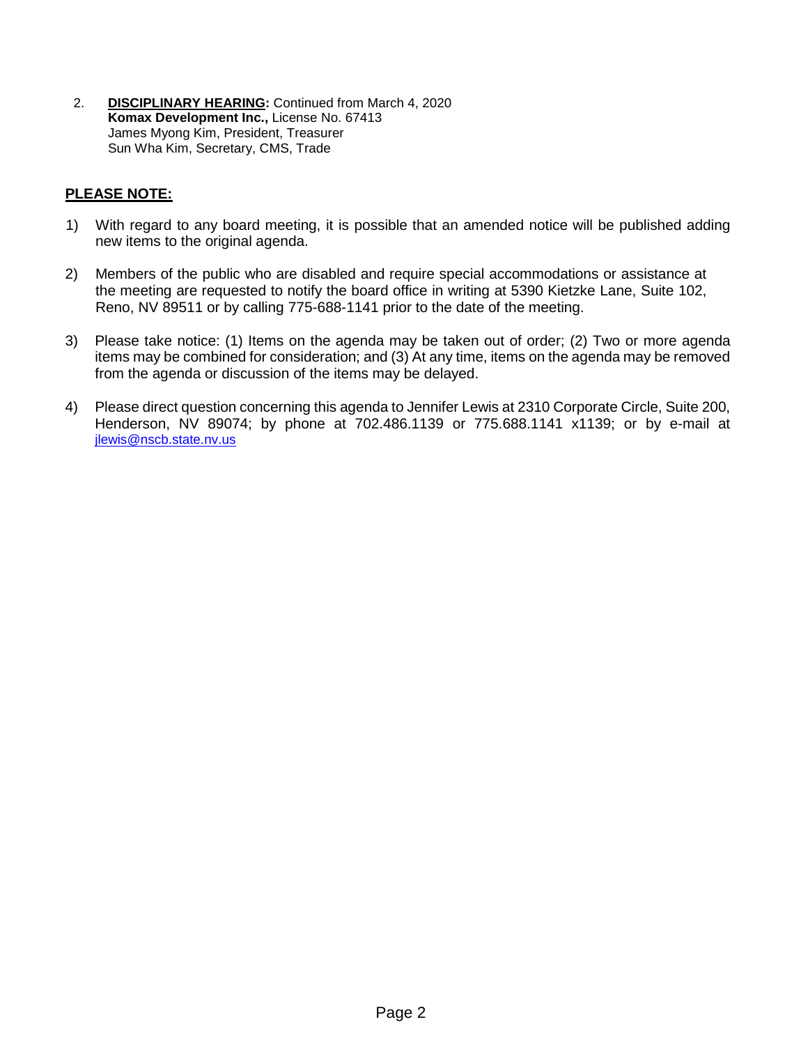2. **DISCIPLINARY HEARING:** Continued from March 4, 2020
   **Komax Development Inc.,** License No. 67413
   James Myong Kim, President, Treasurer
   Sun Wha Kim, Secretary, CMS, Trade

## PLEASE NOTE:

1) With regard to any board meeting, it is possible that an amended notice will be published adding new items to the original agenda.

2) Members of the public who are disabled and require special accommodations or assistance at the meeting are requested to notify the board office in writing at 5390 Kietzke Lane, Suite 102, Reno, NV 89511 or by calling 775-688-1141 prior to the date of the meeting.

3) Please take notice: (1) Items on the agenda may be taken out of order; (2) Two or more agenda items may be combined for consideration; and (3) At any time, items on the agenda may be removed from the agenda or discussion of the items may be delayed.

4) Please direct question concerning this agenda to Jennifer Lewis at 2310 Corporate Circle, Suite 200, Henderson, NV 89074; by phone at 702.486.1139 or 775.688.1141 x1139; or by e-mail at jlewis@nscb.state.nv.us